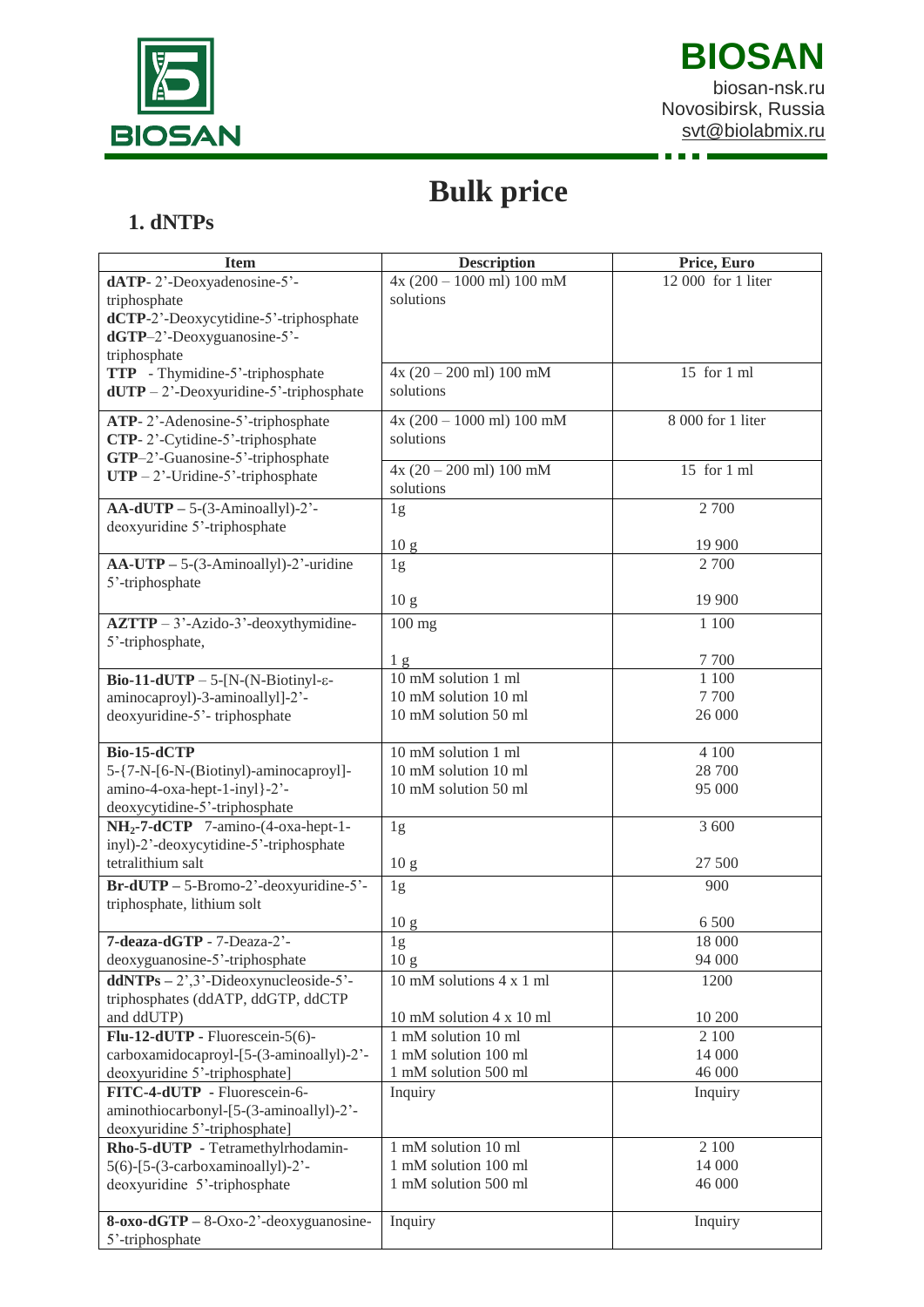**BIOSAN**

biosan-nsk.ru
Novosibirsk, Russia
svt@biolabmix.ru

# Bulk price

## 1. dNTPs

| Item | Description | Price, Euro |
|---|---|---|
| **dATP**- 2'-Deoxyadenosine-5'-triphosphate<br>**dCTP**-2'-Deoxycytidine-5'-triphosphate<br>**dGTP**–2'-Deoxyguanosine-5'-triphosphate | 4x (200 – 1000 ml) 100 mM solutions | 12 000 for 1 liter |
| **TTP** - Thymidine-5'-triphosphate<br>**dUTP** – 2'-Deoxyuridine-5'-triphosphate | 4x (20 – 200 ml) 100 mM solutions | 15 for 1 ml |
| **ATP**- 2'-Adenosine-5'-triphosphate<br>**CTP**- 2'-Cytidine-5'-triphosphate<br>**GTP**–2'-Guanosine-5'-triphosphate<br>**UTP** – 2'-Uridine-5'-triphosphate | 4x (200 – 1000 ml) 100 mM solutions | 8 000 for 1 liter |
| | 4x (20 – 200 ml) 100 mM solutions | 15 for 1 ml |
| **AA-dUTP** – 5-(3-Aminoallyl)-2'-deoxyuridine 5'-triphosphate | 1g<br>10 g | 2 700<br>19 900 |
| **AA-UTP** – 5-(3-Aminoallyl)-2'-uridine 5'-triphosphate | 1g<br>10 g | 2 700<br>19 900 |
| **AZTTP** – 3'-Azido-3'-deoxythymidine-5'-triphosphate, | 100 mg<br>1 g | 1 100<br>7 700 |
| **Bio-11-dUTP** – 5-[N-(N-Biotinyl-ε-aminocaproyl)-3-aminoallyl]-2'-deoxyuridine-5'- triphosphate | 10 mM solution 1 ml<br>10 mM solution 10 ml<br>10 mM solution 50 ml | 1 100<br>7 700<br>26 000 |
| **Bio-15-dCTP**<br>5-{7-N-[6-N-(Biotinyl)-aminocaproyl]-amino-4-oxa-hept-1-inyl}-2'-deoxycytidine-5'-triphosphate | 10 mM solution 1 ml<br>10 mM solution 10 ml<br>10 mM solution 50 ml | 4 100<br>28 700<br>95 000 |
| **$NH_2$-7-dCTP** 7-amino-(4-oxa-hept-1-inyl)-2'-deoxycytidine-5'-triphosphate tetralithium salt | 1g<br>10 g | 3 600<br>27 500 |
| **Br-dUTP** – 5-Bromo-2'-deoxyuridine-5'-triphosphate, lithium solt | 1g<br>10 g | 900<br>6 500 |
| **7-deaza-dGTP** - 7-Deaza-2'-deoxyguanosine-5'-triphosphate | 1g<br>10 g | 18 000<br>94 000 |
| **ddNTPs** – 2',3'-Dideoxynucleoside-5'-triphosphates (ddATP, ddGTP, ddCTP and ddUTP) | 10 mM solutions 4 x 1 ml<br>10 mM solution 4 x 10 ml | 1200<br>10 200 |
| **Flu-12-dUTP** - Fluorescein-5(6)-carboxamidocaproyl-[5-(3-aminoallyl)-2'-deoxyuridine 5'-triphosphate] | 1 mM solution 10 ml<br>1 mM solution 100 ml<br>1 mM solution 500 ml | 2 100<br>14 000<br>46 000 |
| **FITC-4-dUTP** - Fluorescein-6-aminothiocarbonyl-[5-(3-aminoallyl)-2'-deoxyuridine 5'-triphosphate] | Inquiry | Inquiry |
| **Rho-5-dUTP** - Tetramethylrhodamin-5(6)-[5-(3-carboxaminoallyl)-2'-deoxyuridine 5'-triphosphate | 1 mM solution 10 ml<br>1 mM solution 100 ml<br>1 mM solution 500 ml | 2 100<br>14 000<br>46 000 |
| **8-oxo-dGTP** – 8-Oxo-2'-deoxyguanosine-5'-triphosphate | Inquiry | Inquiry |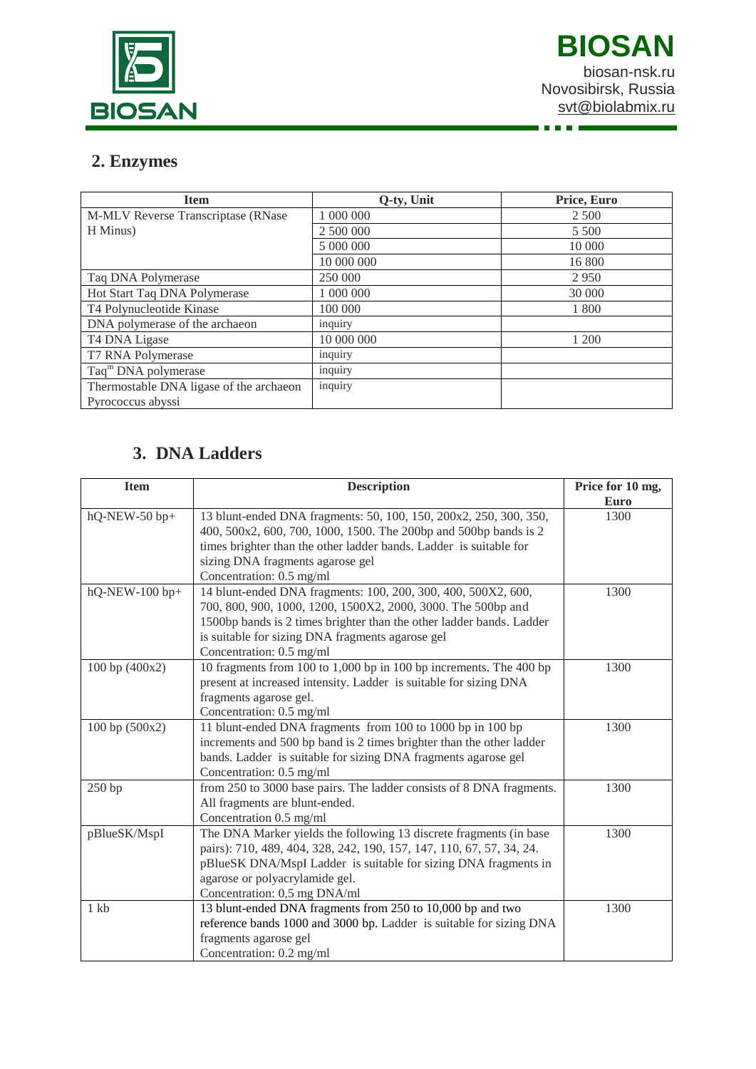## 2. Enzymes

| Item | Q-ty, Unit | Price, Euro |
|---|---|---|
| M-MLV Reverse Transcriptase (RNase H Minus) | 1 000 000 | 2 500 |
| | 2 500 000 | 5 500 |
| | 5 000 000 | 10 000 |
| | 10 000 000 | 16 800 |
| Taq DNA Polymerase | 250 000 | 2 950 |
| Hot Start Taq DNA Polymerase | 1 000 000 | 30 000 |
| T4 Polynucleotide Kinase | 100 000 | 1 800 |
| DNA polymerase of the archaeon | inquiry | |
| T4 DNA Ligase | 10 000 000 | 1 200 |
| T7 RNA Polymerase | inquiry | |
| Taq[m] DNA polymerase | inquiry | |
| Thermostable DNA ligase of the archaeon Pyrococcus abyssi | inquiry | |

## 3. DNA Ladders

| Item | Description | Price for 10 mg, Euro |
|---|---|---|
| hQ-NEW-50 bp+ | 13 blunt-ended DNA fragments: 50, 100, 150, 200x2, 250, 300, 350, 400, 500x2, 600, 700, 1000, 1500. The 200bp and 500bp bands is 2 times brighter than the other ladder bands. Ladder is suitable for sizing DNA fragments agarose gel<br>Concentration: 0.5 mg/ml | 1300 |
| hQ-NEW-100 bp+ | 14 blunt-ended DNA fragments: 100, 200, 300, 400, 500X2, 600, 700, 800, 900, 1000, 1200, 1500X2, 2000, 3000. The 500bp and 1500bp bands is 2 times brighter than the other ladder bands. Ladder is suitable for sizing DNA fragments agarose gel<br>Concentration: 0.5 mg/ml | 1300 |
| 100 bp (400x2) | 10 fragments from 100 to 1,000 bp in 100 bp increments. The 400 bp present at increased intensity. Ladder is suitable for sizing DNA fragments agarose gel.<br>Concentration: 0.5 mg/ml | 1300 |
| 100 bp (500x2) | 11 blunt-ended DNA fragments from 100 to 1000 bp in 100 bp increments and 500 bp band is 2 times brighter than the other ladder bands. Ladder is suitable for sizing DNA fragments agarose gel<br>Concentration: 0.5 mg/ml | 1300 |
| 250 bp | from 250 to 3000 base pairs. The ladder consists of 8 DNA fragments. All fragments are blunt-ended.<br>Concentration 0.5 mg/ml | 1300 |
| pBlueSK/MspI | The DNA Marker yields the following 13 discrete fragments (in base pairs): 710, 489, 404, 328, 242, 190, 157, 147, 110, 67, 57, 34, 24. pBlueSK DNA/MspI Ladder is suitable for sizing DNA fragments in agarose or polyacrylamide gel.<br>Concentration: 0,5 mg DNA/ml | 1300 |
| 1 kb | 13 blunt-ended DNA fragments from 250 to 10,000 bp and two reference bands 1000 and 3000 bp. Ladder is suitable for sizing DNA fragments agarose gel<br>Concentration: 0.2 mg/ml | 1300 |